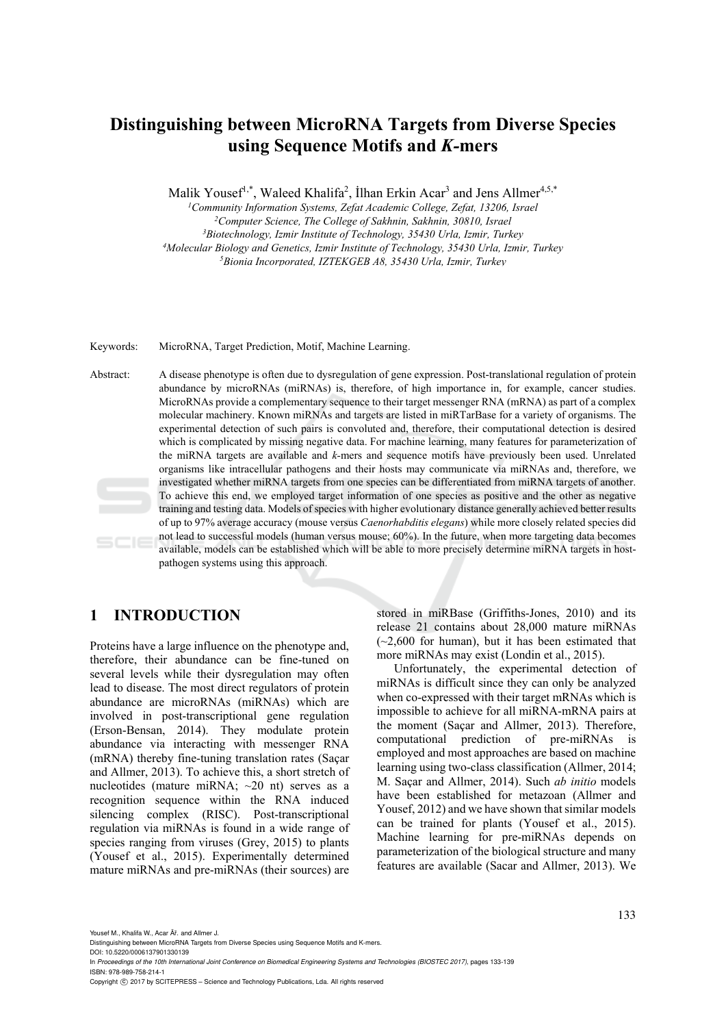# Distinguishing between MicroRNA Targets from Diverse Species using Sequence Motifs and *K*-mers

Malik Yousef[1,*], Waleed Khalifa[2], İlhan Erkin Acar[3] and Jens Allmer[4,5,*]

[1]Community Information Systems, Zefat Academic College, Zefat, 13206, Israel
[2]Computer Science, The College of Sakhnin, Sakhnin, 30810, Israel
[3]Biotechnology, Izmir Institute of Technology, 35430 Urla, Izmir, Turkey
[4]Molecular Biology and Genetics, Izmir Institute of Technology, 35430 Urla, Izmir, Turkey
[5]Bionia Incorporated, IZTEKGEB A8, 35430 Urla, Izmir, Turkey

Keywords: MicroRNA, Target Prediction, Motif, Machine Learning.

Abstract: A disease phenotype is often due to dysregulation of gene expression. Post-translational regulation of protein abundance by microRNAs (miRNAs) is, therefore, of high importance in, for example, cancer studies. MicroRNAs provide a complementary sequence to their target messenger RNA (mRNA) as part of a complex molecular machinery. Known miRNAs and targets are listed in miRTarBase for a variety of organisms. The experimental detection of such pairs is convoluted and, therefore, their computational detection is desired which is complicated by missing negative data. For machine learning, many features for parameterization of the miRNA targets are available and *k*-mers and sequence motifs have previously been used. Unrelated organisms like intracellular pathogens and their hosts may communicate via miRNAs and, therefore, we investigated whether miRNA targets from one species can be differentiated from miRNA targets of another. To achieve this end, we employed target information of one species as positive and the other as negative training and testing data. Models of species with higher evolutionary distance generally achieved better results of up to 97% average accuracy (mouse versus *Caenorhabditis elegans*) while more closely related species did not lead to successful models (human versus mouse; 60%). In the future, when more targeting data becomes available, models can be established which will be able to more precisely determine miRNA targets in host-pathogen systems using this approach.

## 1 INTRODUCTION

Proteins have a large influence on the phenotype and, therefore, their abundance can be fine-tuned on several levels while their dysregulation may often lead to disease. The most direct regulators of protein abundance are microRNAs (miRNAs) which are involved in post-transcriptional gene regulation (Erson-Bensan, 2014). They modulate protein abundance via interacting with messenger RNA (mRNA) thereby fine-tuning translation rates (Saçar and Allmer, 2013). To achieve this, a short stretch of nucleotides (mature miRNA; ~20 nt) serves as a recognition sequence within the RNA induced silencing complex (RISC). Post-transcriptional regulation via miRNAs is found in a wide range of species ranging from viruses (Grey, 2015) to plants (Yousef et al., 2015). Experimentally determined mature miRNAs and pre-miRNAs (their sources) are stored in miRBase (Griffiths-Jones, 2010) and its release 21 contains about 28,000 mature miRNAs (~2,600 for human), but it has been estimated that more miRNAs may exist (Londin et al., 2015).

Unfortunately, the experimental detection of miRNAs is difficult since they can only be analyzed when co-expressed with their target mRNAs which is impossible to achieve for all miRNA-mRNA pairs at the moment (Saçar and Allmer, 2013). Therefore, computational prediction of pre-miRNAs is employed and most approaches are based on machine learning using two-class classification (Allmer, 2014; M. Saçar and Allmer, 2014). Such *ab initio* models have been established for metazoan (Allmer and Yousef, 2012) and we have shown that similar models can be trained for plants (Yousef et al., 2015). Machine learning for pre-miRNAs depends on parameterization of the biological structure and many features are available (Sacar and Allmer, 2013). We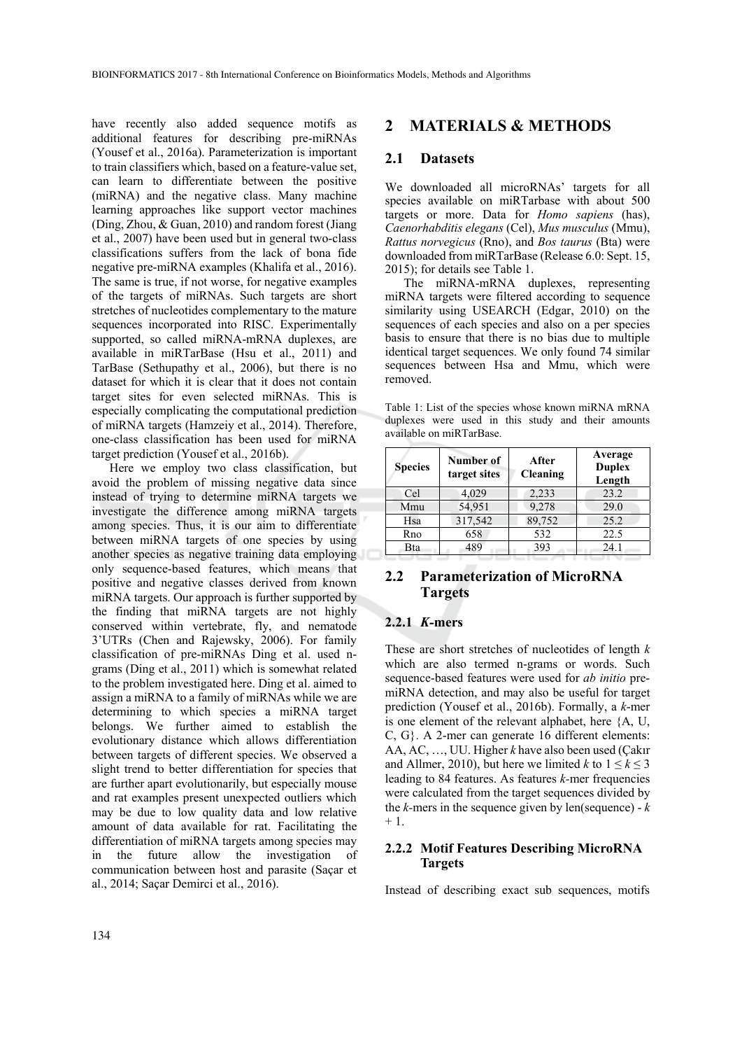have recently also added sequence motifs as additional features for describing pre-miRNAs (Yousef et al., 2016a). Parameterization is important to train classifiers which, based on a feature-value set, can learn to differentiate between the positive (miRNA) and the negative class. Many machine learning approaches like support vector machines (Ding, Zhou, & Guan, 2010) and random forest (Jiang et al., 2007) have been used but in general two-class classifications suffers from the lack of bona fide negative pre-miRNA examples (Khalifa et al., 2016). The same is true, if not worse, for negative examples of the targets of miRNAs. Such targets are short stretches of nucleotides complementary to the mature sequences incorporated into RISC. Experimentally supported, so called miRNA-mRNA duplexes, are available in miRTarBase (Hsu et al., 2011) and TarBase (Sethupathy et al., 2006), but there is no dataset for which it is clear that it does not contain target sites for even selected miRNAs. This is especially complicating the computational prediction of miRNA targets (Hamzeiy et al., 2014). Therefore, one-class classification has been used for miRNA target prediction (Yousef et al., 2016b).

Here we employ two class classification, but avoid the problem of missing negative data since instead of trying to determine miRNA targets we investigate the difference among miRNA targets among species. Thus, it is our aim to differentiate between miRNA targets of one species by using another species as negative training data employing only sequence-based features, which means that positive and negative classes derived from known miRNA targets. Our approach is further supported by the finding that miRNA targets are not highly conserved within vertebrate, fly, and nematode 3'UTRs (Chen and Rajewsky, 2006). For family classification of pre-miRNAs Ding et al. used n-grams (Ding et al., 2011) which is somewhat related to the problem investigated here. Ding et al. aimed to assign a miRNA to a family of miRNAs while we are determining to which species a miRNA target belongs. We further aimed to establish the evolutionary distance which allows differentiation between targets of different species. We observed a slight trend to better differentiation for species that are further apart evolutionarily, but especially mouse and rat examples present unexpected outliers which may be due to low quality data and low relative amount of data available for rat. Facilitating the differentiation of miRNA targets among species may in the future allow the investigation of communication between host and parasite (Saçar et al., 2014; Saçar Demirci et al., 2016).

# 2 MATERIALS & METHODS

## 2.1 Datasets

We downloaded all microRNAs' targets for all species available on miRTarbase with about 500 targets or more. Data for *Homo sapiens* (has), *Caenorhabditis elegans* (Cel), *Mus musculus* (Mmu), *Rattus norvegicus* (Rno), and *Bos taurus* (Bta) were downloaded from miRTarBase (Release 6.0: Sept. 15, 2015); for details see Table 1.

The miRNA-mRNA duplexes, representing miRNA targets were filtered according to sequence similarity using USEARCH (Edgar, 2010) on the sequences of each species and also on a per species basis to ensure that there is no bias due to multiple identical target sequences. We only found 74 similar sequences between Hsa and Mmu, which were removed.

Table 1: List of the species whose known miRNA mRNA duplexes were used in this study and their amounts available on miRTarBase.

| Species | Number of target sites | After Cleaning | Average Duplex Length |
|---|---|---|---|
| Cel | 4,029 | 2,233 | 23.2 |
| Mmu | 54,951 | 9,278 | 29.0 |
| Hsa | 317,542 | 89,752 | 25.2 |
| Rno | 658 | 532 | 22.5 |
| Bta | 489 | 393 | 24.1 |

## 2.2 Parameterization of MicroRNA Targets

### 2.2.1 *K*-mers

These are short stretches of nucleotides of length *k* which are also termed n-grams or words. Such sequence-based features were used for *ab initio* pre-miRNA detection, and may also be useful for target prediction (Yousef et al., 2016b). Formally, a *k*-mer is one element of the relevant alphabet, here {A, U, C, G}. A 2-mer can generate 16 different elements: AA, AC, …, UU. Higher *k* have also been used (Çakır and Allmer, 2010), but here we limited *k* to $1 \leq k \leq 3$ leading to 84 features. As features *k*-mer frequencies were calculated from the target sequences divided by the *k*-mers in the sequence given by len(sequence) - *k* + 1.

### 2.2.2 Motif Features Describing MicroRNA Targets

Instead of describing exact sub sequences, motifs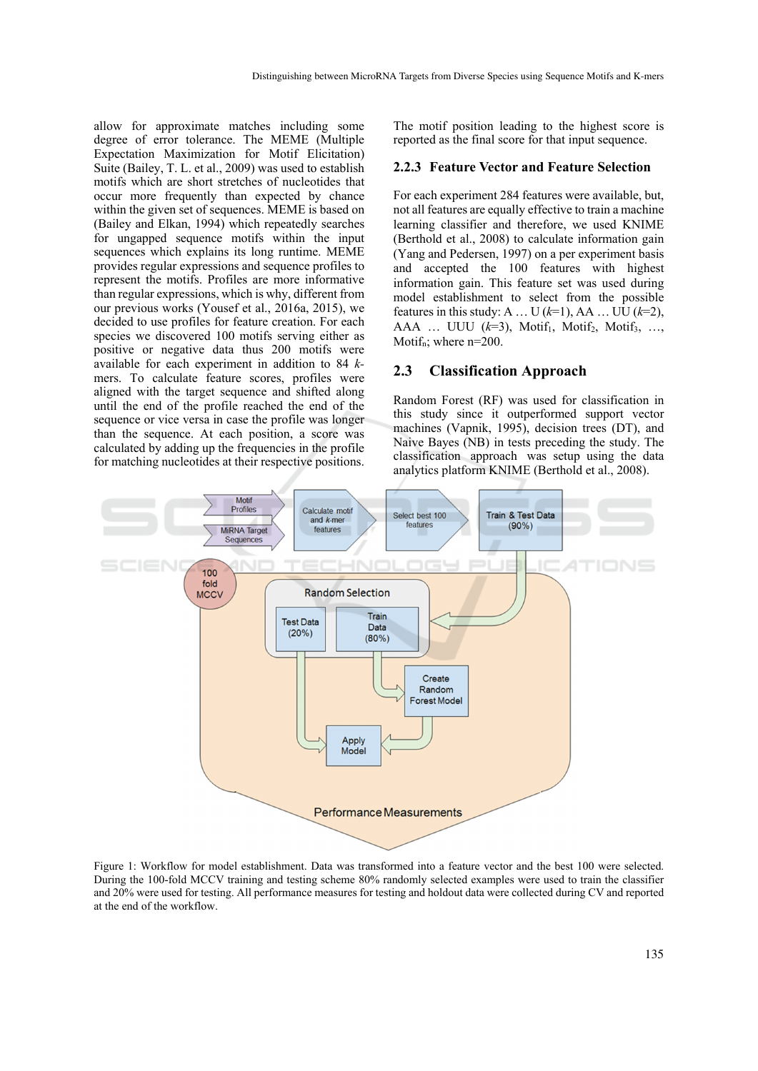allow for approximate matches including some degree of error tolerance. The MEME (Multiple Expectation Maximization for Motif Elicitation) Suite (Bailey, T. L. et al., 2009) was used to establish motifs which are short stretches of nucleotides that occur more frequently than expected by chance within the given set of sequences. MEME is based on (Bailey and Elkan, 1994) which repeatedly searches for ungapped sequence motifs within the input sequences which explains its long runtime. MEME provides regular expressions and sequence profiles to represent the motifs. Profiles are more informative than regular expressions, which is why, different from our previous works (Yousef et al., 2016a, 2015), we decided to use profiles for feature creation. For each species we discovered 100 motifs serving either as positive or negative data thus 200 motifs were available for each experiment in addition to 84 *k*-mers. To calculate feature scores, profiles were aligned with the target sequence and shifted along until the end of the profile reached the end of the sequence or vice versa in case the profile was longer than the sequence. At each position, a score was calculated by adding up the frequencies in the profile for matching nucleotides at their respective positions. The motif position leading to the highest score is reported as the final score for that input sequence.

### 2.2.3 Feature Vector and Feature Selection

For each experiment 284 features were available, but, not all features are equally effective to train a machine learning classifier and therefore, we used KNIME (Berthold et al., 2008) to calculate information gain (Yang and Pedersen, 1997) on a per experiment basis and accepted the 100 features with highest information gain. This feature set was used during model establishment to select from the possible features in this study: A … U ($k$=1), AA … UU ($k$=2), AAA … UUU ($k$=3), $Motif_1$, $Motif_2$, $Motif_3$, …, $Motif_n$; where n=200.

## 2.3 Classification Approach

Random Forest (RF) was used for classification in this study since it outperformed support vector machines (Vapnik, 1995), decision trees (DT), and Naïve Bayes (NB) in tests preceding the study. The classification approach was setup using the data analytics platform KNIME (Berthold et al., 2008).

Figure 1: Workflow for model establishment. Data was transformed into a feature vector and the best 100 were selected. During the 100-fold MCCV training and testing scheme 80% randomly selected examples were used to train the classifier and 20% were used for testing. All performance measures for testing and holdout data were collected during CV and reported at the end of the workflow.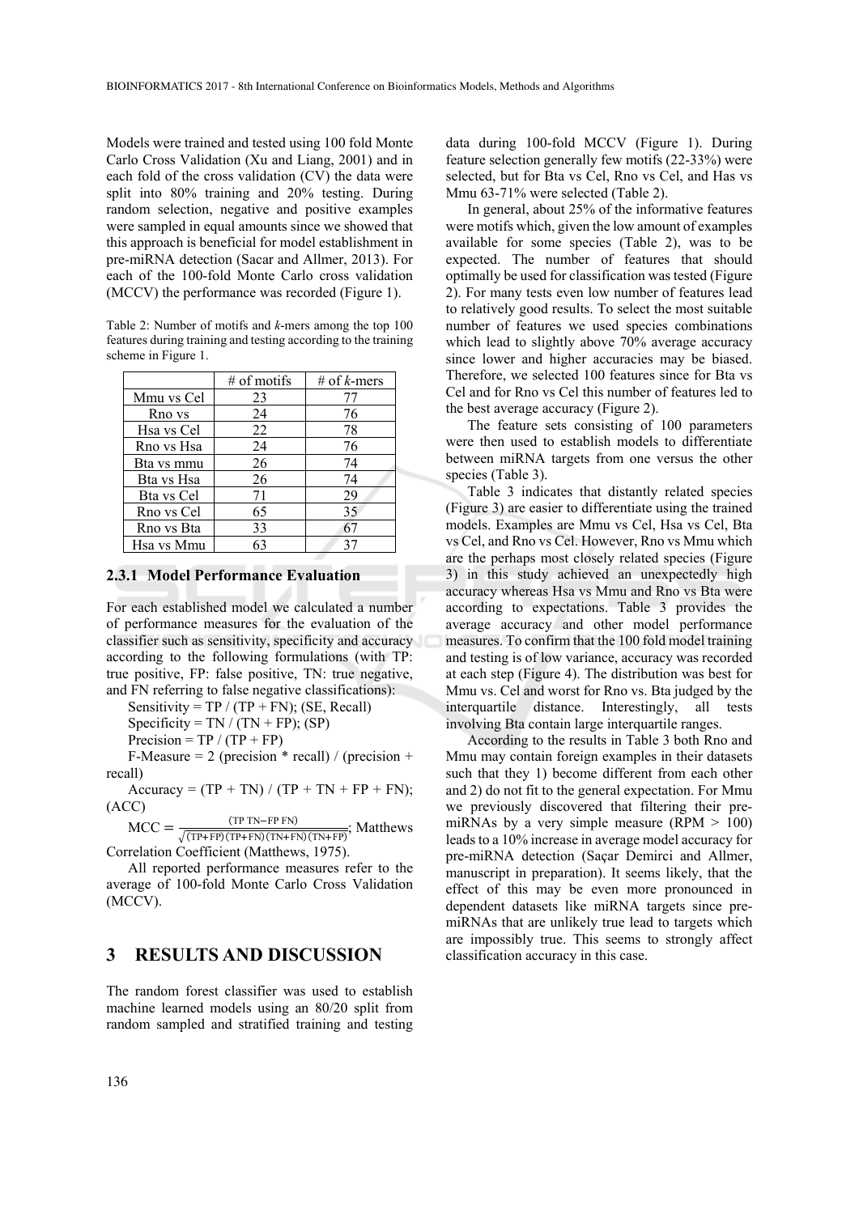Models were trained and tested using 100 fold Monte Carlo Cross Validation (Xu and Liang, 2001) and in each fold of the cross validation (CV) the data were split into 80% training and 20% testing. During random selection, negative and positive examples were sampled in equal amounts since we showed that this approach is beneficial for model establishment in pre-miRNA detection (Sacar and Allmer, 2013). For each of the 100-fold Monte Carlo cross validation (MCCV) the performance was recorded (Figure 1).

Table 2: Number of motifs and *k*-mers among the top 100 features during training and testing according to the training scheme in Figure 1.

| | # of motifs | # of *k*-mers |
|---|---|---|
| Mmu vs Cel | 23 | 77 |
| Rno vs | 24 | 76 |
| Hsa vs Cel | 22 | 78 |
| Rno vs Hsa | 24 | 76 |
| Bta vs mmu | 26 | 74 |
| Bta vs Hsa | 26 | 74 |
| Bta vs Cel | 71 | 29 |
| Rno vs Cel | 65 | 35 |
| Rno vs Bta | 33 | 67 |
| Hsa vs Mmu | 63 | 37 |

### 2.3.1 Model Performance Evaluation

For each established model we calculated a number of performance measures for the evaluation of the classifier such as sensitivity, specificity and accuracy according to the following formulations (with TP: true positive, FP: false positive, TN: true negative, and FN referring to false negative classifications):

Sensitivity = TP / (TP + FN); (SE, Recall)

Specificity = TN / (TN + FP); (SP)

Precision = TP / (TP + FP)

F-Measure = 2 (precision * recall) / (precision + recall)

Accuracy = (TP + TN) / (TP + TN + FP + FN); (ACC)

$\mathrm{MCC} = \frac{(\mathrm{TP\,TN} - \mathrm{FP\,FN})}{\sqrt{(\mathrm{TP}+\mathrm{FP})(\mathrm{TP}+\mathrm{FN})(\mathrm{TN}+\mathrm{FN})(\mathrm{TN}+\mathrm{FP})}}$; Matthews Correlation Coefficient (Matthews, 1975).

All reported performance measures refer to the average of 100-fold Monte Carlo Cross Validation (MCCV).

# 3 RESULTS AND DISCUSSION

The random forest classifier was used to establish machine learned models using an 80/20 split from random sampled and stratified training and testing data during 100-fold MCCV (Figure 1). During feature selection generally few motifs (22-33%) were selected, but for Bta vs Cel, Rno vs Cel, and Has vs Mmu 63-71% were selected (Table 2).

In general, about 25% of the informative features were motifs which, given the low amount of examples available for some species (Table 2), was to be expected. The number of features that should optimally be used for classification was tested (Figure 2). For many tests even low number of features lead to relatively good results. To select the most suitable number of features we used species combinations which lead to slightly above 70% average accuracy since lower and higher accuracies may be biased. Therefore, we selected 100 features since for Bta vs Cel and for Rno vs Cel this number of features led to the best average accuracy (Figure 2).

The feature sets consisting of 100 parameters were then used to establish models to differentiate between miRNA targets from one versus the other species (Table 3).

Table 3 indicates that distantly related species (Figure 3) are easier to differentiate using the trained models. Examples are Mmu vs Cel, Hsa vs Cel, Bta vs Cel, and Rno vs Cel. However, Rno vs Mmu which are the perhaps most closely related species (Figure 3) in this study achieved an unexpectedly high accuracy whereas Hsa vs Mmu and Rno vs Bta were according to expectations. Table 3 provides the average accuracy and other model performance measures. To confirm that the 100 fold model training and testing is of low variance, accuracy was recorded at each step (Figure 4). The distribution was best for Mmu vs. Cel and worst for Rno vs. Bta judged by the interquartile distance. Interestingly, all tests involving Bta contain large interquartile ranges.

According to the results in Table 3 both Rno and Mmu may contain foreign examples in their datasets such that they 1) become different from each other and 2) do not fit to the general expectation. For Mmu we previously discovered that filtering their pre-miRNAs by a very simple measure (RPM > 100) leads to a 10% increase in average model accuracy for pre-miRNA detection (Saçar Demirci and Allmer, manuscript in preparation). It seems likely, that the effect of this may be even more pronounced in dependent datasets like miRNA targets since pre-miRNAs that are unlikely true lead to targets which are impossibly true. This seems to strongly affect classification accuracy in this case.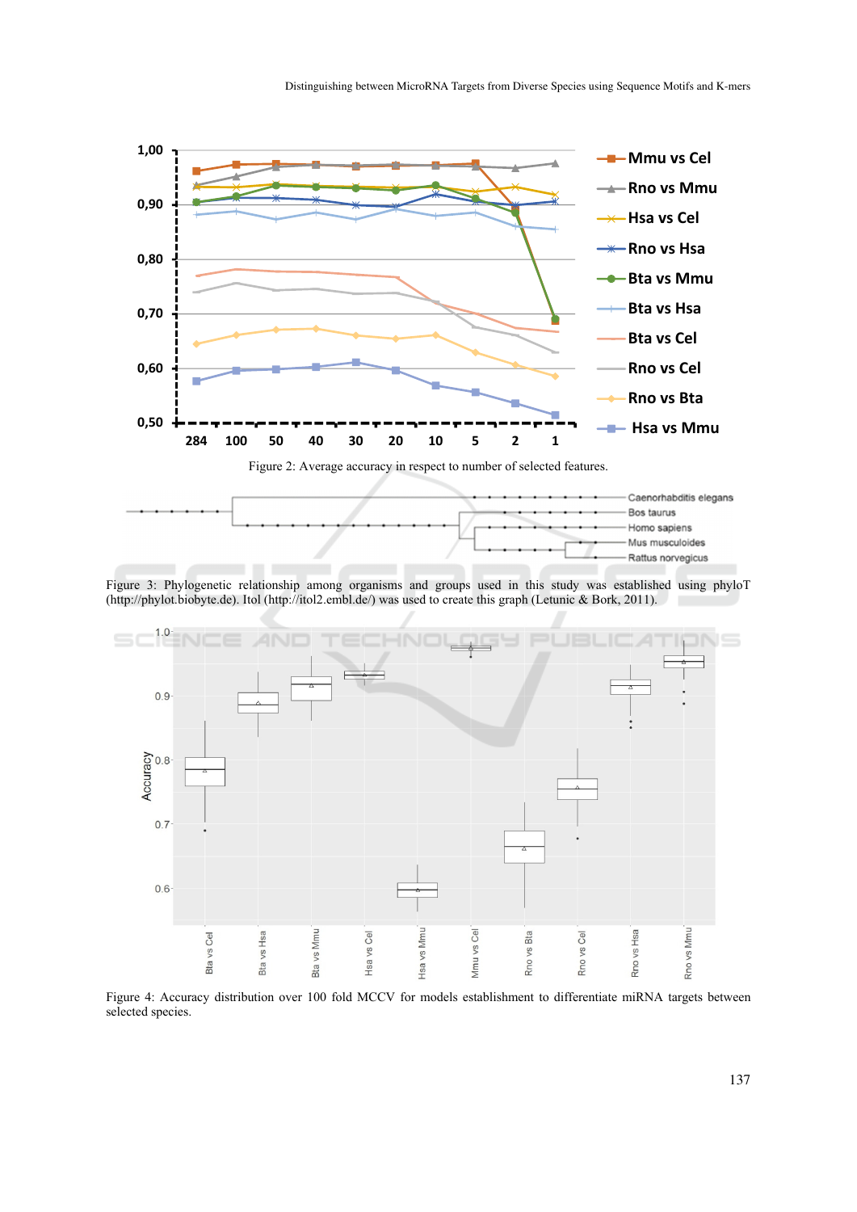Figure 2: Average accuracy in respect to number of selected features.

Figure 3: Phylogenetic relationship among organisms and groups used in this study was established using phyloT (http://phylot.biobyte.de). Itol (http://itol2.embl.de/) was used to create this graph (Letunic & Bork, 2011).

Figure 4: Accuracy distribution over 100 fold MCCV for models establishment to differentiate miRNA targets between selected species.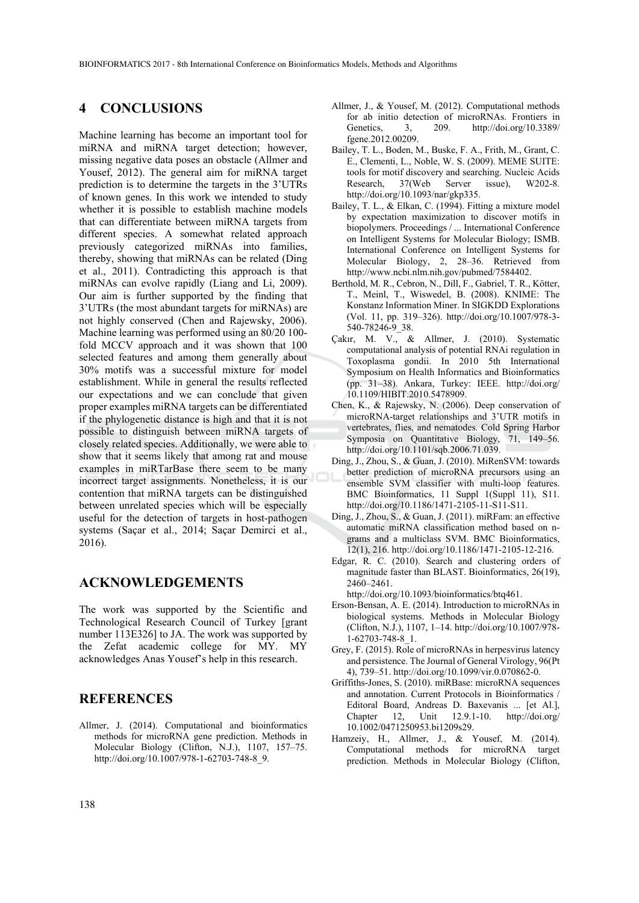## 4 CONCLUSIONS

Machine learning has become an important tool for miRNA and miRNA target detection; however, missing negative data poses an obstacle (Allmer and Yousef, 2012). The general aim for miRNA target prediction is to determine the targets in the 3'UTRs of known genes. In this work we intended to study whether it is possible to establish machine models that can differentiate between miRNA targets from different species. A somewhat related approach previously categorized miRNAs into families, thereby, showing that miRNAs can be related (Ding et al., 2011). Contradicting this approach is that miRNAs can evolve rapidly (Liang and Li, 2009). Our aim is further supported by the finding that 3'UTRs (the most abundant targets for miRNAs) are not highly conserved (Chen and Rajewsky, 2006). Machine learning was performed using an 80/20 100-fold MCCV approach and it was shown that 100 selected features and among them generally about 30% motifs was a successful mixture for model establishment. While in general the results reflected our expectations and we can conclude that given proper examples miRNA targets can be differentiated if the phylogenetic distance is high and that it is not possible to distinguish between miRNA targets of closely related species. Additionally, we were able to show that it seems likely that among rat and mouse examples in miRTarBase there seem to be many incorrect target assignments. Nonetheless, it is our contention that miRNA targets can be distinguished between unrelated species which will be especially useful for the detection of targets in host-pathogen systems (Saçar et al., 2014; Saçar Demirci et al., 2016).

## ACKNOWLEDGEMENTS

The work was supported by the Scientific and Technological Research Council of Turkey [grant number 113E326] to JA. The work was supported by the Zefat academic college for MY. MY acknowledges Anas Yousef's help in this research.

## REFERENCES

Allmer, J. (2014). Computational and bioinformatics methods for microRNA gene prediction. Methods in Molecular Biology (Clifton, N.J.), 1107, 157–75. http://doi.org/10.1007/978-1-62703-748-8_9.

Allmer, J., & Yousef, M. (2012). Computational methods for ab initio detection of microRNAs. Frontiers in Genetics, 3, 209. http://doi.org/10.3389/fgene.2012.00209.

Bailey, T. L., Boden, M., Buske, F. A., Frith, M., Grant, C. E., Clementi, L., Noble, W. S. (2009). MEME SUITE: tools for motif discovery and searching. Nucleic Acids Research, 37(Web Server issue), W202-8. http://doi.org/10.1093/nar/gkp335.

Bailey, T. L., & Elkan, C. (1994). Fitting a mixture model by expectation maximization to discover motifs in biopolymers. Proceedings / ... International Conference on Intelligent Systems for Molecular Biology; ISMB. International Conference on Intelligent Systems for Molecular Biology, 2, 28–36. Retrieved from http://www.ncbi.nlm.nih.gov/pubmed/7584402.

Berthold, M. R., Cebron, N., Dill, F., Gabriel, T. R., Kötter, T., Meinl, T., Wiswedel, B. (2008). KNIME: The Konstanz Information Miner. In SIGKDD Explorations (Vol. 11, pp. 319–326). http://doi.org/10.1007/978-3-540-78246-9_38.

Çakır, M. V., & Allmer, J. (2010). Systematic computational analysis of potential RNAi regulation in Toxoplasma gondii. In 2010 5th International Symposium on Health Informatics and Bioinformatics (pp. 31–38). Ankara, Turkey: IEEE. http://doi.org/10.1109/HIBIT.2010.5478909.

Chen, K., & Rajewsky, N. (2006). Deep conservation of microRNA-target relationships and 3'UTR motifs in vertebrates, flies, and nematodes. Cold Spring Harbor Symposia on Quantitative Biology, 71, 149–56. http://doi.org/10.1101/sqb.2006.71.039.

Ding, J., Zhou, S., & Guan, J. (2010). MiRenSVM: towards better prediction of microRNA precursors using an ensemble SVM classifier with multi-loop features. BMC Bioinformatics, 11 Suppl 1(Suppl 11), S11. http://doi.org/10.1186/1471-2105-11-S11-S11.

Ding, J., Zhou, S., & Guan, J. (2011). miRFam: an effective automatic miRNA classification method based on n-grams and a multiclass SVM. BMC Bioinformatics, 12(1), 216. http://doi.org/10.1186/1471-2105-12-216.

Edgar, R. C. (2010). Search and clustering orders of magnitude faster than BLAST. Bioinformatics, 26(19), 2460–2461. http://doi.org/10.1093/bioinformatics/btq461.

Erson-Bensan, A. E. (2014). Introduction to microRNAs in biological systems. Methods in Molecular Biology (Clifton, N.J.), 1107, 1–14. http://doi.org/10.1007/978-1-62703-748-8_1.

Grey, F. (2015). Role of microRNAs in herpesvirus latency and persistence. The Journal of General Virology, 96(Pt 4), 739–51. http://doi.org/10.1099/vir.0.070862-0.

Griffiths-Jones, S. (2010). miRBase: microRNA sequences and annotation. Current Protocols in Bioinformatics / Editoral Board, Andreas D. Baxevanis ... [et Al.], Chapter 12, Unit 12.9.1-10. http://doi.org/10.1002/0471250953.bi1209s29.

Hamzeiy, H., Allmer, J., & Yousef, M. (2014). Computational methods for microRNA target prediction. Methods in Molecular Biology (Clifton,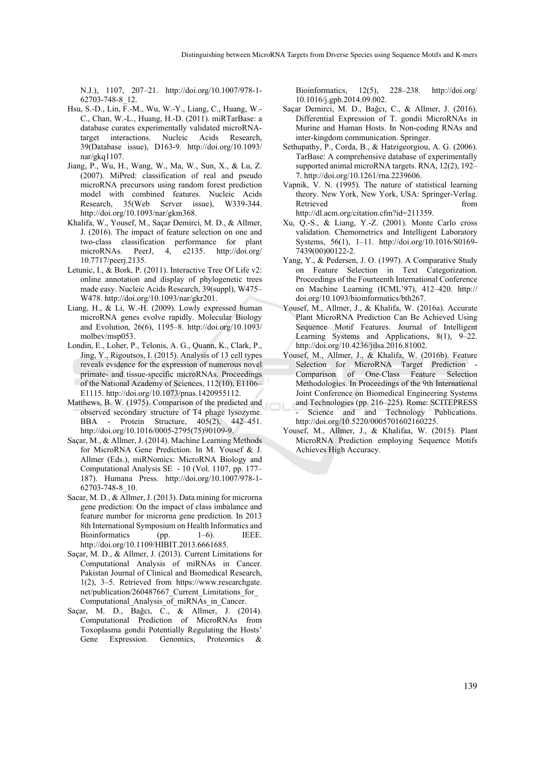N.J.), 1107, 207–21. http://doi.org/10.1007/978-1-62703-748-8_12.

Hsu, S.-D., Lin, F.-M., Wu, W.-Y., Liang, C., Huang, W.-C., Chan, W.-L., Huang, H.-D. (2011). miRTarBase: a database curates experimentally validated microRNA-target interactions. Nucleic Acids Research, 39(Database issue), D163-9. http://doi.org/10.1093/nar/gkq1107.

Jiang, P., Wu, H., Wang, W., Ma, W., Sun, X., & Lu, Z. (2007). MiPred: classification of real and pseudo microRNA precursors using random forest prediction model with combined features. Nucleic Acids Research, 35(Web Server issue), W339-344. http://doi.org/10.1093/nar/gkm368.

Khalifa, W., Yousef, M., Saçar Demirci, M. D., & Allmer, J. (2016). The impact of feature selection on one and two-class classification performance for plant microRNAs. PeerJ, 4, e2135. http://doi.org/10.7717/peerj.2135.

Letunic, I., & Bork, P. (2011). Interactive Tree Of Life v2: online annotation and display of phylogenetic trees made easy. Nucleic Acids Research, 39(suppl), W475–W478. http://doi.org/10.1093/nar/gkr201.

Liang, H., & Li, W.-H. (2009). Lowly expressed human microRNA genes evolve rapidly. Molecular Biology and Evolution, 26(6), 1195–8. http://doi.org/10.1093/molbev/msp053.

Londin, E., Loher, P., Telonis, A. G., Quann, K., Clark, P., Jing, Y., Rigoutsos, I. (2015). Analysis of 13 cell types reveals evidence for the expression of numerous novel primate- and tissue-specific microRNAs. Proceedings of the National Academy of Sciences, 112(10), E1106–E1115. http://doi.org/10.1073/pnas.1420955112.

Matthews, B. W. (1975). Comparison of the predicted and observed secondary structure of T4 phage lysozyme. BBA - Protein Structure, 405(2), 442–451. http://doi.org/10.1016/0005-2795(75)90109-9.

Saçar, M., & Allmer, J. (2014). Machine Learning Methods for MicroRNA Gene Prediction. In M. Yousef & J. Allmer (Eds.), miRNomics: MicroRNA Biology and Computational Analysis SE - 10 (Vol. 1107, pp. 177–187). Humana Press. http://doi.org/10.1007/978-1-62703-748-8_10.

Sacar, M. D., & Allmer, J. (2013). Data mining for microrna gene prediction: On the impact of class imbalance and feature number for microrna gene prediction. In 2013 8th International Symposium on Health Informatics and Bioinformatics (pp. 1–6). IEEE. http://doi.org/10.1109/HIBIT.2013.6661685.

Saçar, M. D., & Allmer, J. (2013). Current Limitations for Computational Analysis of miRNAs in Cancer. Pakistan Journal of Clinical and Biomedical Research, 1(2), 3–5. Retrieved from https://www.researchgate.net/publication/260487667_Current_Limitations_for_Computational_Analysis_of_miRNAs_in_Cancer.

Saçar, M. D., Bağcı, C., & Allmer, J. (2014). Computational Prediction of MicroRNAs from Toxoplasma gondii Potentially Regulating the Hosts' Gene Expression. Genomics, Proteomics & Bioinformatics, 12(5), 228–238. http://doi.org/10.1016/j.gpb.2014.09.002.

Saçar Demirci, M. D., Bağcı, C., & Allmer, J. (2016). Differential Expression of T. gondii MicroRNAs in Murine and Human Hosts. In Non-coding RNAs and inter-kingdom communication. Springer.

Sethupathy, P., Corda, B., & Hatzigeorgiou, A. G. (2006). TarBase: A comprehensive database of experimentally supported animal microRNA targets. RNA, 12(2), 192–7. http://doi.org/10.1261/rna.2239606.

Vapnik, V. N. (1995). The nature of statistical learning theory. New York, New York, USA: Springer-Verlag. Retrieved from http://dl.acm.org/citation.cfm?id=211359.

Xu, Q.-S., & Liang, Y.-Z. (2001). Monte Carlo cross validation. Chemometrics and Intelligent Laboratory Systems, 56(1), 1–11. http://doi.org/10.1016/S0169-7439(00)00122-2.

Yang, Y., & Pedersen, J. O. (1997). A Comparative Study on Feature Selection in Text Categorization. Proceedings of the Fourteenth International Conference on Machine Learning (ICML'97), 412–420. http://doi.org/10.1093/bioinformatics/bth267.

Yousef, M., Allmer, J., & Khalifa, W. (2016a). Accurate Plant MicroRNA Prediction Can Be Achieved Using Sequence Motif Features. Journal of Intelligent Learning Systems and Applications, 8(1), 9–22. http://doi.org/10.4236/jilsa.2016.81002.

Yousef, M., Allmer, J., & Khalifa, W. (2016b). Feature Selection for MicroRNA Target Prediction - Comparison of One-Class Feature Selection Methodologies. In Proceedings of the 9th International Joint Conference on Biomedical Engineering Systems and Technologies (pp. 216–225). Rome: SCITEPRESS - Science and and Technology Publications. http://doi.org/10.5220/0005701602160225.

Yousef, M., Allmer, J., & Khalifaa, W. (2015). Plant MicroRNA Prediction employing Sequence Motifs Achieves High Accuracy.